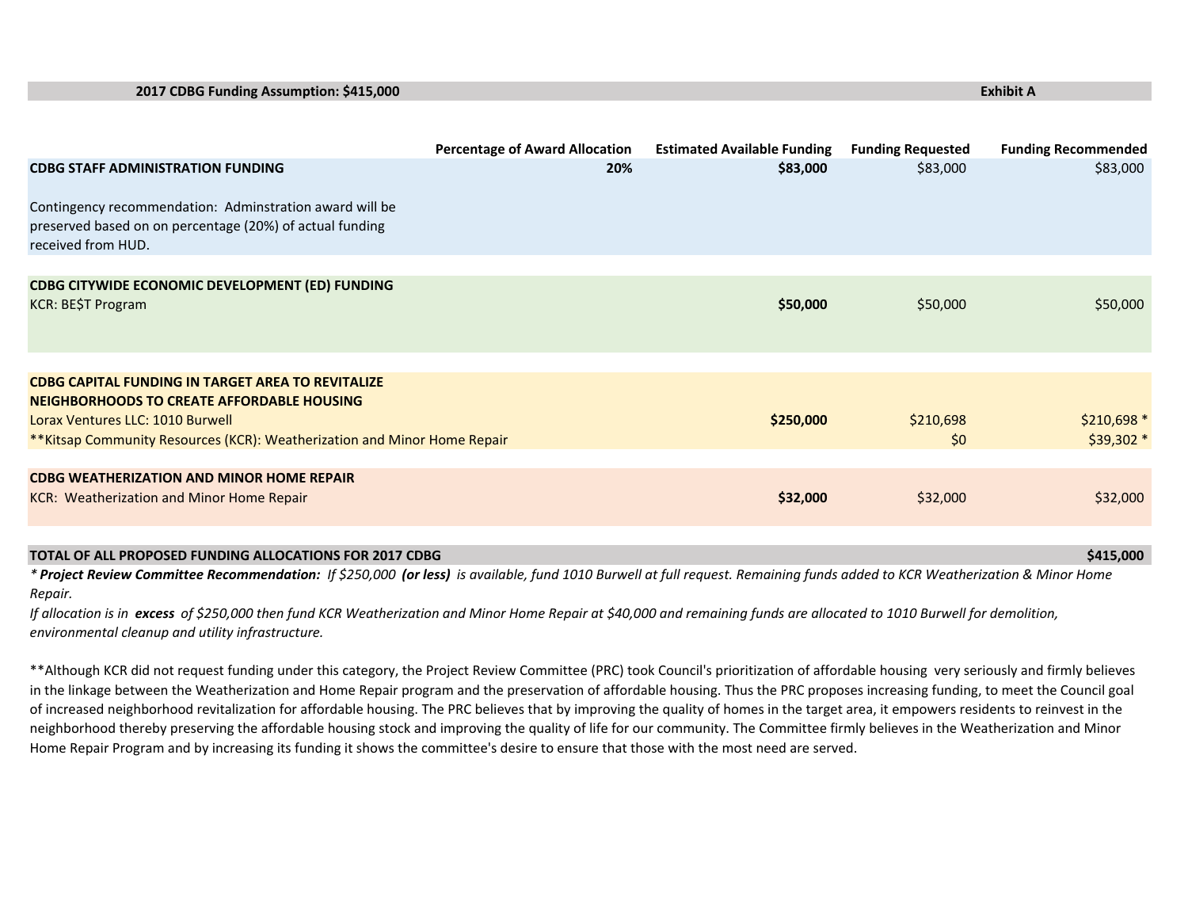| 2017 CDBG Funding Assumption: $415,000 | | | | Exhibit A |
|---|---|---|---|---|
| | **Percentage of Award Allocation** | **Estimated Available Funding** | **Funding Requested** | **Funding Recommended** |
| **CDBG STAFF ADMINISTRATION FUNDING** | **20%** | **$83,000** | $83,000 | $83,000 |
| Contingency recommendation: Adminstration award will be preserved based on on percentage (20%) of actual funding received from HUD. | | | | |
| **CDBG CITYWIDE ECONOMIC DEVELOPMENT (ED) FUNDING** | | | | |
| KCR: BE$T Program | | **$50,000** | $50,000 | $50,000 |
| **CDBG CAPITAL FUNDING IN TARGET AREA TO REVITALIZE NEIGHBORHOODS TO CREATE AFFORDABLE HOUSING** | | | | |
| Lorax Ventures LLC: 1010 Burwell | | **$250,000** | $210,698 | $210,698 * |
| **Kitsap Community Resources (KCR): Weatherization and Minor Home Repair | | | $0 | $39,302 * |
| **CDBG WEATHERIZATION AND MINOR HOME REPAIR** | | | | |
| KCR: Weatherization and Minor Home Repair | | **$32,000** | $32,000 | $32,000 |
| **TOTAL OF ALL PROPOSED FUNDING ALLOCATIONS FOR 2017 CDBG** | | | | **$415,000** |

*\* **Project Review Committee Recommendation:** If $250,000 **(or less)** is available, fund 1010 Burwell at full request. Remaining funds added to KCR Weatherization & Minor Home Repair.*

*If allocation is in **excess** of $250,000 then fund KCR Weatherization and Minor Home Repair at $40,000 and remaining funds are allocated to 1010 Burwell for demolition, environmental cleanup and utility infrastructure.*

**Although KCR did not request funding under this category, the Project Review Committee (PRC) took Council's prioritization of affordable housing very seriously and firmly believes in the linkage between the Weatherization and Home Repair program and the preservation of affordable housing. Thus the PRC proposes increasing funding, to meet the Council goal of increased neighborhood revitalization for affordable housing. The PRC believes that by improving the quality of homes in the target area, it empowers residents to reinvest in the neighborhood thereby preserving the affordable housing stock and improving the quality of life for our community. The Committee firmly believes in the Weatherization and Minor Home Repair Program and by increasing its funding it shows the committee's desire to ensure that those with the most need are served.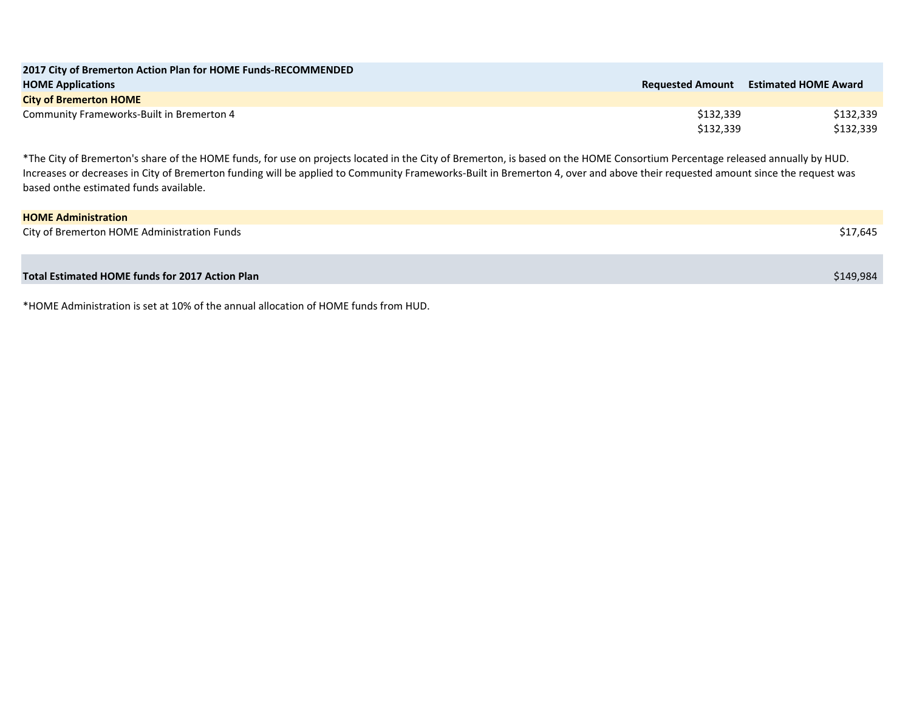| 2017 City of Bremerton Action Plan for HOME Funds-RECOMMENDED | | |
|---|---|---|
| **HOME Applications** | **Requested Amount** | **Estimated HOME Award** |
| **City of Bremerton HOME** | | |
| Community Frameworks-Built in Bremerton 4 | $132,339 | $132,339 |
| | $132,339 | $132,339 |

*The City of Bremerton's share of the HOME funds, for use on projects located in the City of Bremerton, is based on the HOME Consortium Percentage released annually by HUD. Increases or decreases in City of Bremerton funding will be applied to Community Frameworks-Built in Bremerton 4, over and above their requested amount since the request was based onthe estimated funds available.

| **HOME Administration** | |
|---|---|
| City of Bremerton HOME Administration Funds | $17,645 |
| | |
| **Total Estimated HOME funds for 2017 Action Plan** | $149,984 |

*HOME Administration is set at 10% of the annual allocation of HOME funds from HUD.